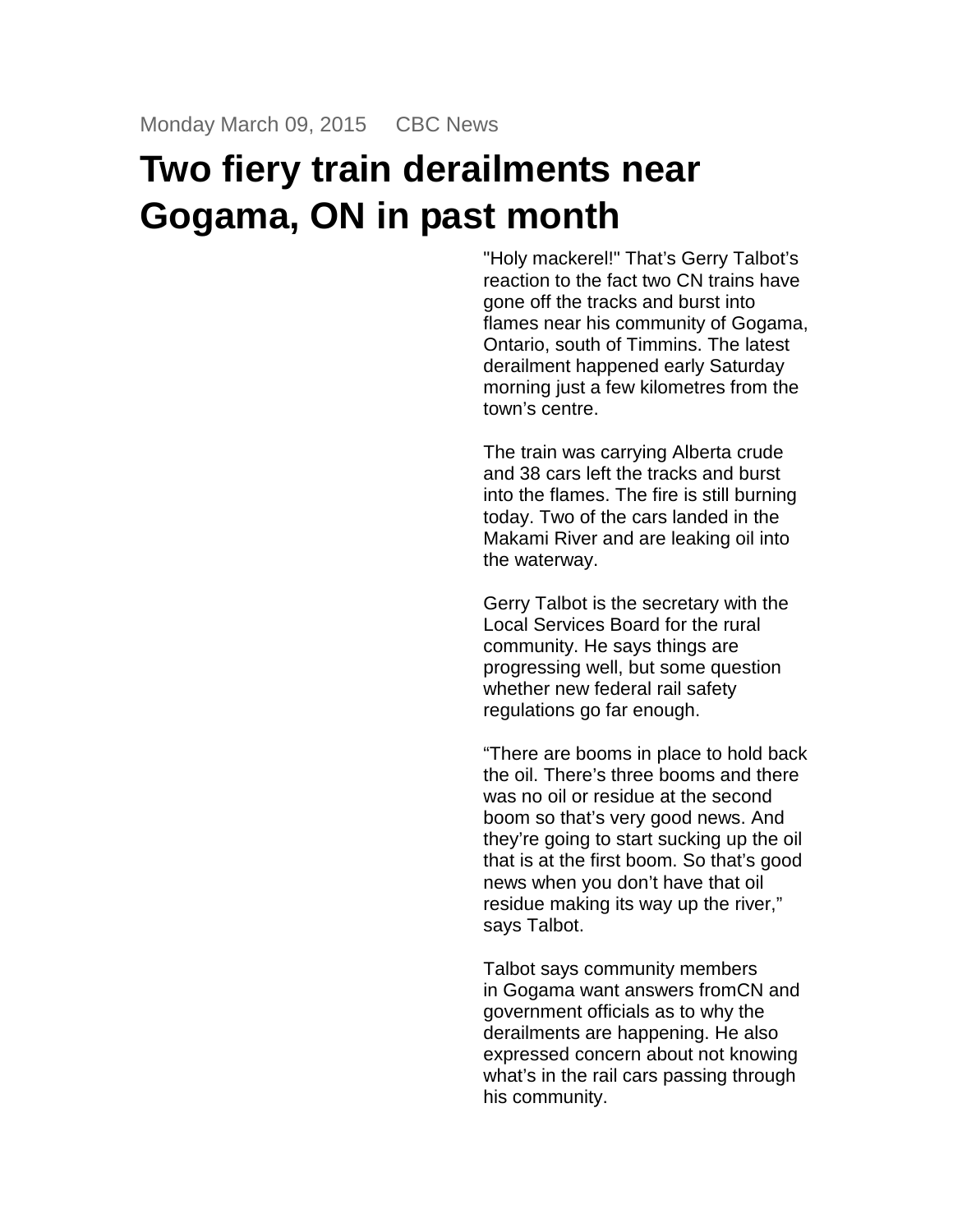Monday March 09, 2015 CBC News

# Two fiery train derailments near Gogama, ON in past month

"Holy mackerel!" That's Gerry Talbot's reaction to the fact two CN trains have gone off the tracks and burst into flames near his community of Gogama, Ontario, south of Timmins. The latest derailment happened early Saturday morning just a few kilometres from the town's centre.

The train was carrying Alberta crude and 38 cars left the tracks and burst into the flames. The fire is still burning today. Two of the cars landed in the Makami River and are leaking oil into the waterway.

Gerry Talbot is the secretary with the Local Services Board for the rural community. He says things are progressing well, but some question whether new federal rail safety regulations go far enough.

"There are booms in place to hold back the oil. There's three booms and there was no oil or residue at the second boom so that's very good news. And they're going to start sucking up the oil that is at the first boom. So that's good news when you don't have that oil residue making its way up the river," says Talbot.

Talbot says community members in Gogama want answers fromCN and government officials as to why the derailments are happening. He also expressed concern about not knowing what's in the rail cars passing through his community.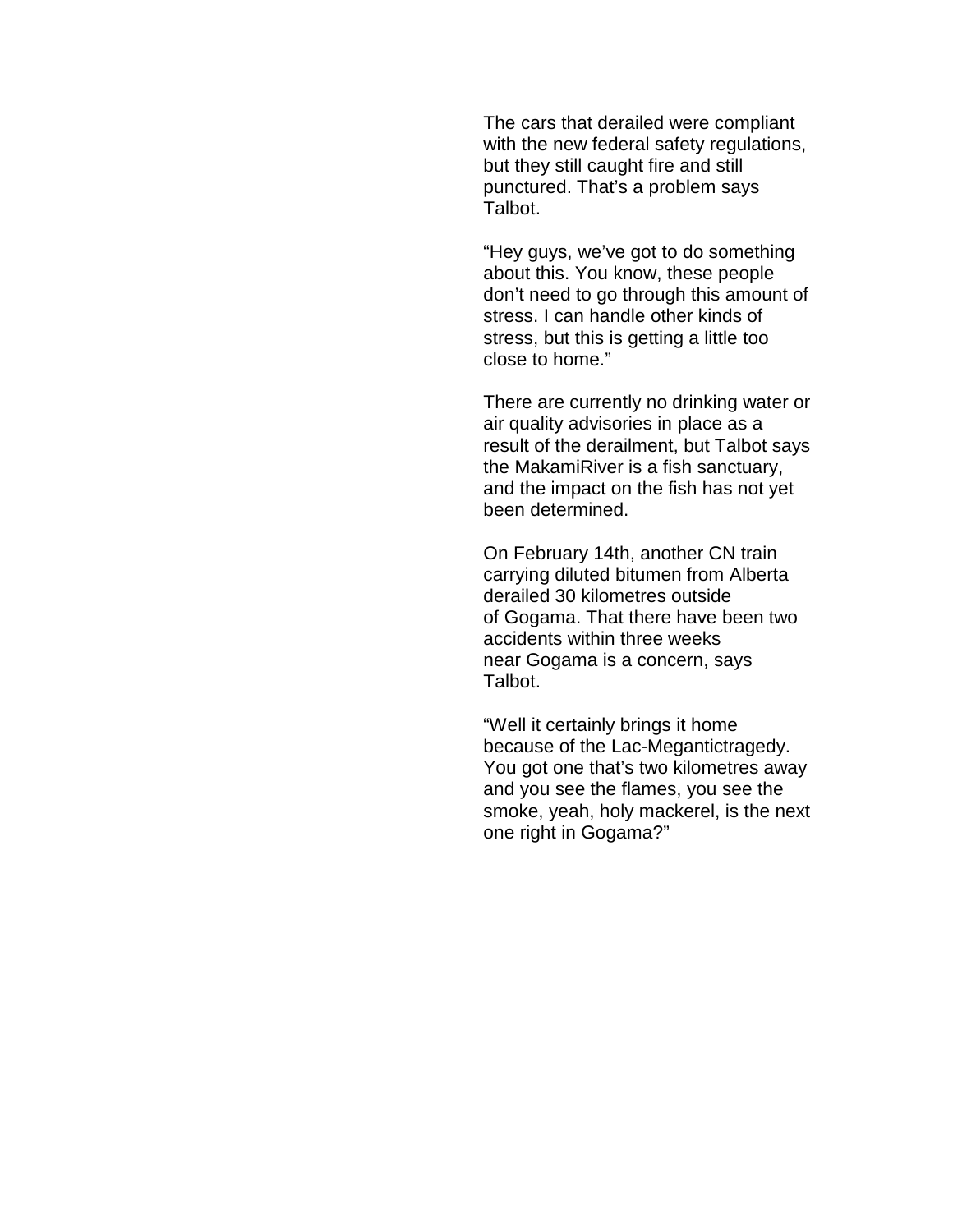The cars that derailed were compliant with the new federal safety regulations, but they still caught fire and still punctured. That's a problem says Talbot.

"Hey guys, we've got to do something about this. You know, these people don't need to go through this amount of stress. I can handle other kinds of stress, but this is getting a little too close to home."

There are currently no drinking water or air quality advisories in place as a result of the derailment, but Talbot says the MakamiRiver is a fish sanctuary, and the impact on the fish has not yet been determined.

On February 14th, another CN train carrying diluted bitumen from Alberta derailed 30 kilometres outside of Gogama. That there have been two accidents within three weeks near Gogama is a concern, says Talbot.

"Well it certainly brings it home because of the Lac-Megantictragedy. You got one that's two kilometres away and you see the flames, you see the smoke, yeah, holy mackerel, is the next one right in Gogama?"